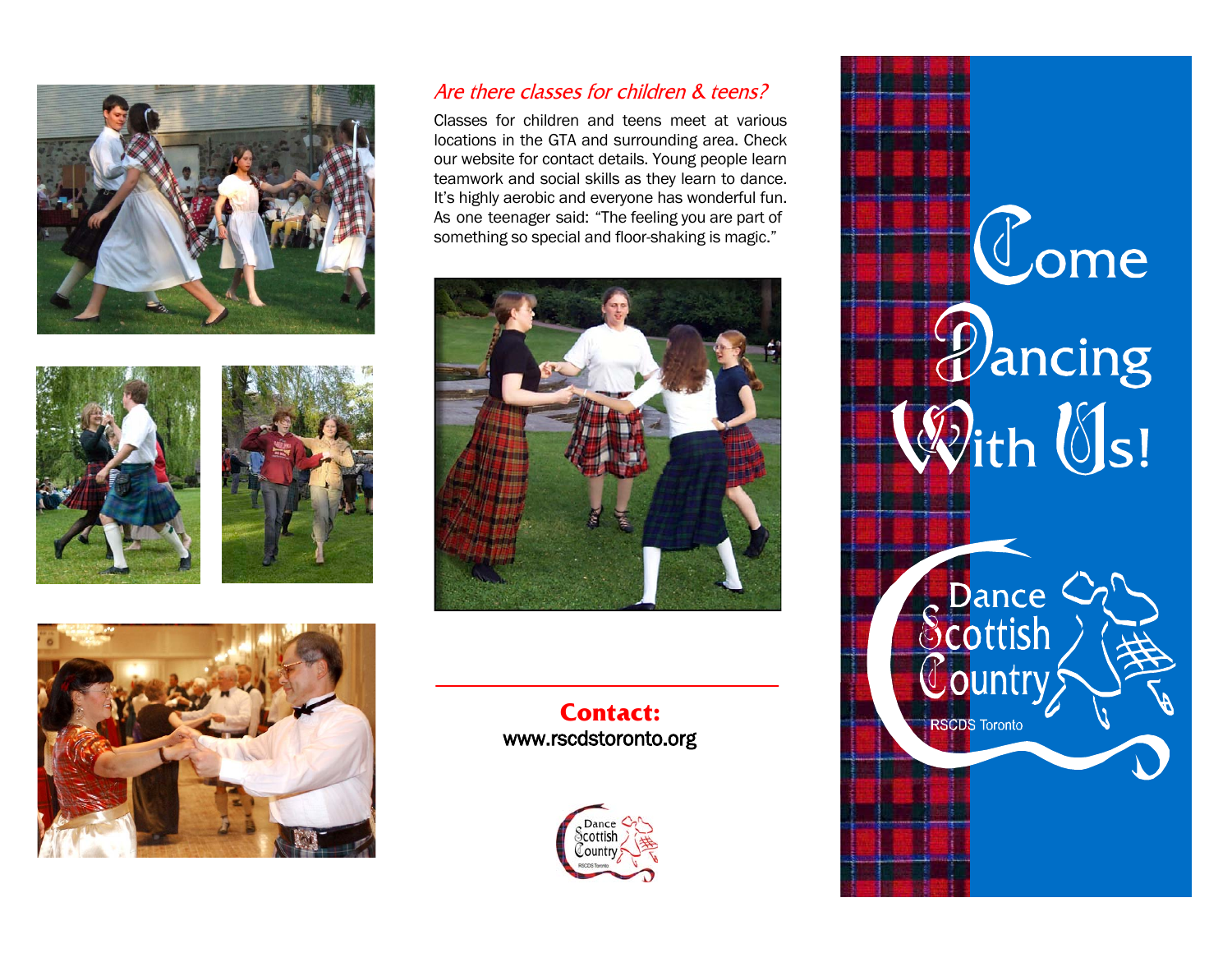## *Are there classes for children & teens?*

Classes for children and teens meet at various locations in the GTA and surrounding area. Check our website for contact details. Young people learn teamwork and social skills as they learn to dance. It's highly aerobic and everyone has wonderful fun. As one teenager said: "The feeling you are part of something so special and floor-shaking is magic."

**Contact:**
www.rscdstoronto.org

Dance Scottish Country
RSCDS Toronto

# Come Dancing With Us!

Dance Scottish Country

RSCDS Toronto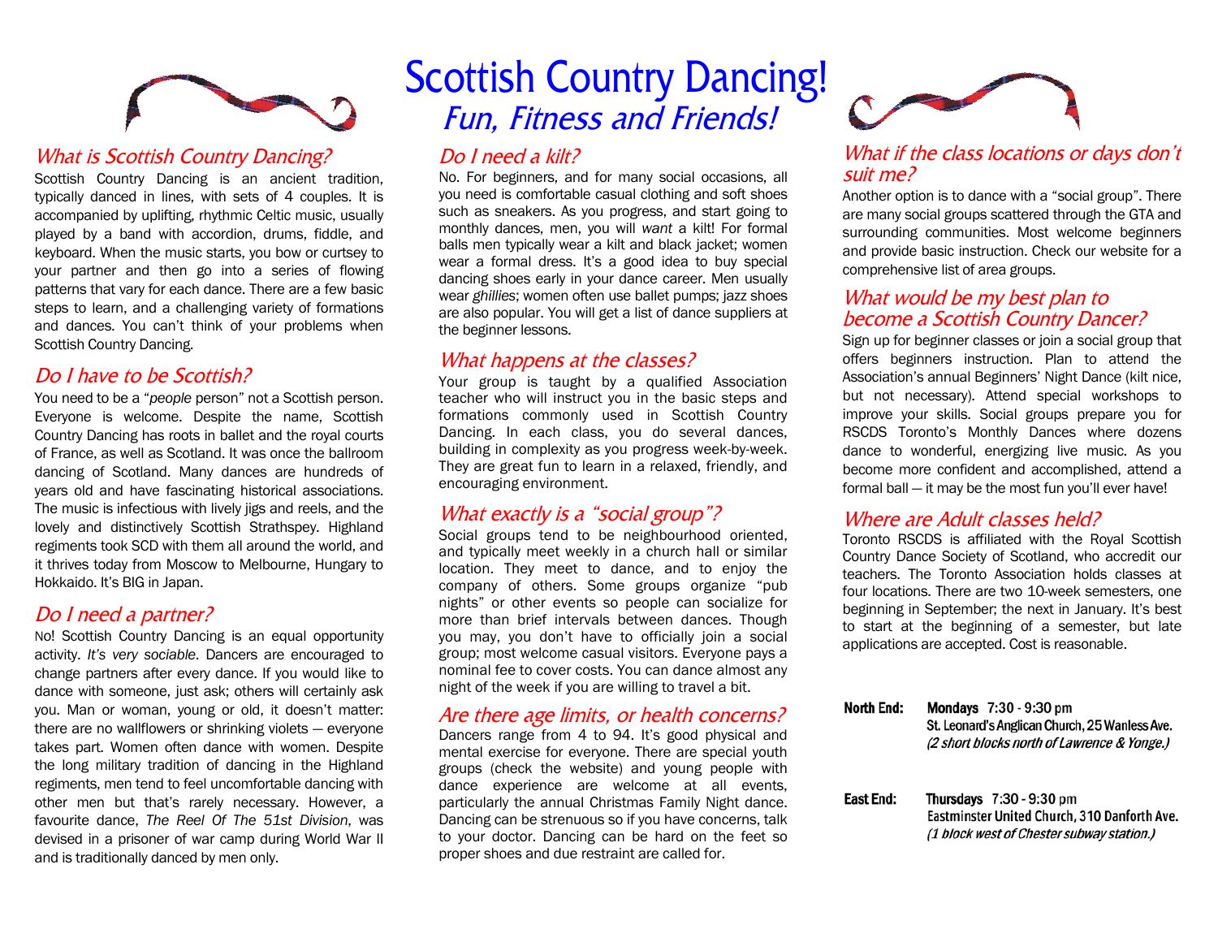# Scottish Country Dancing!

## *Fun, Fitness and Friends!*

### *What is Scottish Country Dancing?*

Scottish Country Dancing is an ancient tradition, typically danced in lines, with sets of 4 couples. It is accompanied by uplifting, rhythmic Celtic music, usually played by a band with accordion, drums, fiddle, and keyboard. When the music starts, you bow or curtsey to your partner and then go into a series of flowing patterns that vary for each dance. There are a few basic steps to learn, and a challenging variety of formations and dances. You can't think of your problems when Scottish Country Dancing.

### *Do I have to be Scottish?*

You need to be a "*people* person" not a Scottish person. Everyone is welcome. Despite the name, Scottish Country Dancing has roots in ballet and the royal courts of France, as well as Scotland. It was once the ballroom dancing of Scotland. Many dances are hundreds of years old and have fascinating historical associations. The music is infectious with lively jigs and reels, and the lovely and distinctively Scottish Strathspey. Highland regiments took SCD with them all around the world, and it thrives today from Moscow to Melbourne, Hungary to Hokkaido. It's BIG in Japan.

### *Do I need a partner?*

No! Scottish Country Dancing is an equal opportunity activity. *It's very sociable*. Dancers are encouraged to change partners after every dance. If you would like to dance with someone, just ask; others will certainly ask you. Man or woman, young or old, it doesn't matter: there are no wallflowers or shrinking violets — everyone takes part. Women often dance with women. Despite the long military tradition of dancing in the Highland regiments, men tend to feel uncomfortable dancing with other men but that's rarely necessary. However, a favourite dance, *The Reel Of The 51st Division*, was devised in a prisoner of war camp during World War II and is traditionally danced by men only.

### *Do I need a kilt?*

No. For beginners, and for many social occasions, all you need is comfortable casual clothing and soft shoes such as sneakers. As you progress, and start going to monthly dances, men, you will *want* a kilt! For formal balls men typically wear a kilt and black jacket; women wear a formal dress. It's a good idea to buy special dancing shoes early in your dance career. Men usually wear *ghillies*; women often use ballet pumps; jazz shoes are also popular. You will get a list of dance suppliers at the beginner lessons.

### *What happens at the classes?*

Your group is taught by a qualified Association teacher who will instruct you in the basic steps and formations commonly used in Scottish Country Dancing. In each class, you do several dances, building in complexity as you progress week-by-week. They are great fun to learn in a relaxed, friendly, and encouraging environment.

### *What exactly is a "social group"?*

Social groups tend to be neighbourhood oriented, and typically meet weekly in a church hall or similar location. They meet to dance, and to enjoy the company of others. Some groups organize "pub nights" or other events so people can socialize for more than brief intervals between dances. Though you may, you don't have to officially join a social group; most welcome casual visitors. Everyone pays a nominal fee to cover costs. You can dance almost any night of the week if you are willing to travel a bit.

### *Are there age limits, or health concerns?*

Dancers range from 4 to 94. It's good physical and mental exercise for everyone. There are special youth groups (check the website) and young people with dance experience are welcome at all events, particularly the annual Christmas Family Night dance. Dancing can be strenuous so if you have concerns, talk to your doctor. Dancing can be hard on the feet so proper shoes and due restraint are called for.

### *What if the class locations or days don't suit me?*

Another option is to dance with a "social group". There are many social groups scattered through the GTA and surrounding communities. Most welcome beginners and provide basic instruction. Check our website for a comprehensive list of area groups.

### *What would be my best plan to become a Scottish Country Dancer?*

Sign up for beginner classes or join a social group that offers beginners instruction. Plan to attend the Association's annual Beginners' Night Dance (kilt nice, but not necessary). Attend special workshops to improve your skills. Social groups prepare you for RSCDS Toronto's Monthly Dances where dozens dance to wonderful, energizing live music. As you become more confident and accomplished, attend a formal ball — it may be the most fun you'll ever have!

### *Where are Adult classes held?*

Toronto RSCDS is affiliated with the Royal Scottish Country Dance Society of Scotland, who accredit our teachers. The Toronto Association holds classes at four locations. There are two 10-week semesters, one beginning in September; the next in January. It's best to start at the beginning of a semester, but late applications are accepted. Cost is reasonable.

**North End:** **Mondays** 7:30 - 9:30 pm
St. Leonard's Anglican Church, 25 Wanless Ave.
*(2 short blocks north of Lawrence & Yonge.)*

**East End:** **Thursdays** 7:30 - 9:30 pm
Eastminster United Church, 310 Danforth Ave.
*(1 block west of Chester subway station.)*